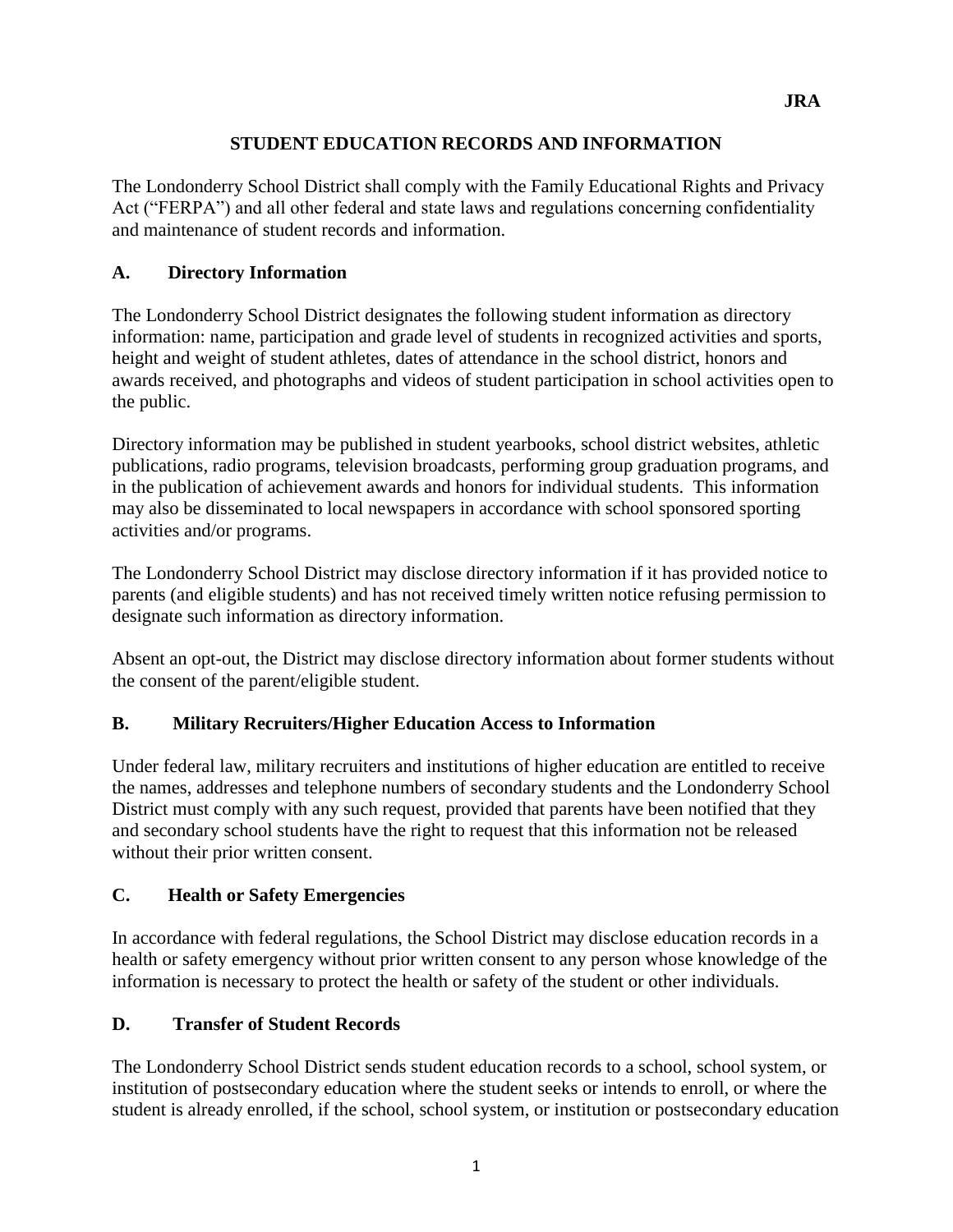JRA

# STUDENT EDUCATION RECORDS AND INFORMATION

The Londonderry School District shall comply with the Family Educational Rights and Privacy Act ("FERPA") and all other federal and state laws and regulations concerning confidentiality and maintenance of student records and information.

## A. Directory Information

The Londonderry School District designates the following student information as directory information: name, participation and grade level of students in recognized activities and sports, height and weight of student athletes, dates of attendance in the school district, honors and awards received, and photographs and videos of student participation in school activities open to the public.

Directory information may be published in student yearbooks, school district websites, athletic publications, radio programs, television broadcasts, performing group graduation programs, and in the publication of achievement awards and honors for individual students. This information may also be disseminated to local newspapers in accordance with school sponsored sporting activities and/or programs.

The Londonderry School District may disclose directory information if it has provided notice to parents (and eligible students) and has not received timely written notice refusing permission to designate such information as directory information.

Absent an opt-out, the District may disclose directory information about former students without the consent of the parent/eligible student.

## B. Military Recruiters/Higher Education Access to Information

Under federal law, military recruiters and institutions of higher education are entitled to receive the names, addresses and telephone numbers of secondary students and the Londonderry School District must comply with any such request, provided that parents have been notified that they and secondary school students have the right to request that this information not be released without their prior written consent.

## C. Health or Safety Emergencies

In accordance with federal regulations, the School District may disclose education records in a health or safety emergency without prior written consent to any person whose knowledge of the information is necessary to protect the health or safety of the student or other individuals.

## D. Transfer of Student Records

The Londonderry School District sends student education records to a school, school system, or institution of postsecondary education where the student seeks or intends to enroll, or where the student is already enrolled, if the school, school system, or institution or postsecondary education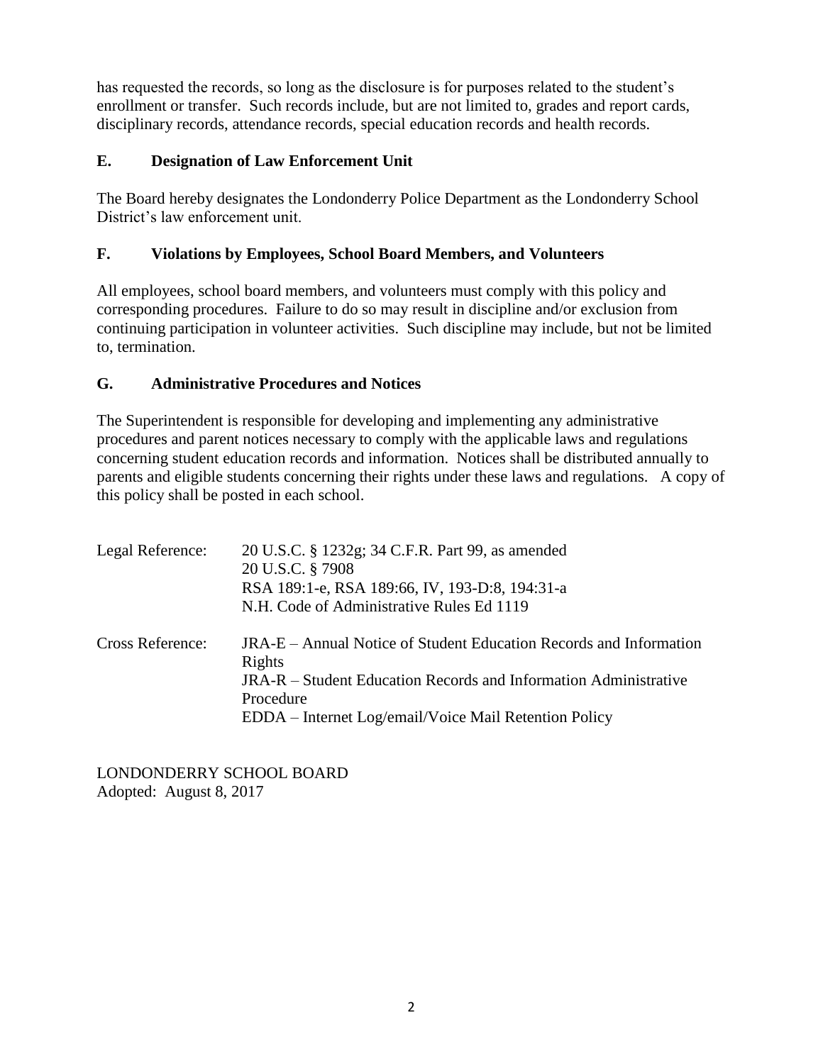has requested the records, so long as the disclosure is for purposes related to the student's enrollment or transfer. Such records include, but are not limited to, grades and report cards, disciplinary records, attendance records, special education records and health records.

## E. Designation of Law Enforcement Unit

The Board hereby designates the Londonderry Police Department as the Londonderry School District's law enforcement unit.

## F. Violations by Employees, School Board Members, and Volunteers

All employees, school board members, and volunteers must comply with this policy and corresponding procedures. Failure to do so may result in discipline and/or exclusion from continuing participation in volunteer activities. Such discipline may include, but not be limited to, termination.

## G. Administrative Procedures and Notices

The Superintendent is responsible for developing and implementing any administrative procedures and parent notices necessary to comply with the applicable laws and regulations concerning student education records and information. Notices shall be distributed annually to parents and eligible students concerning their rights under these laws and regulations. A copy of this policy shall be posted in each school.

| | |
|---|---|
| Legal Reference: | 20 U.S.C. § 1232g; 34 C.F.R. Part 99, as amended<br>20 U.S.C. § 7908<br>RSA 189:1-e, RSA 189:66, IV, 193-D:8, 194:31-a<br>N.H. Code of Administrative Rules Ed 1119 |
| Cross Reference: | JRA-E – Annual Notice of Student Education Records and Information Rights<br>JRA-R – Student Education Records and Information Administrative Procedure<br>EDDA – Internet Log/email/Voice Mail Retention Policy |

LONDONDERRY SCHOOL BOARD
Adopted: August 8, 2017